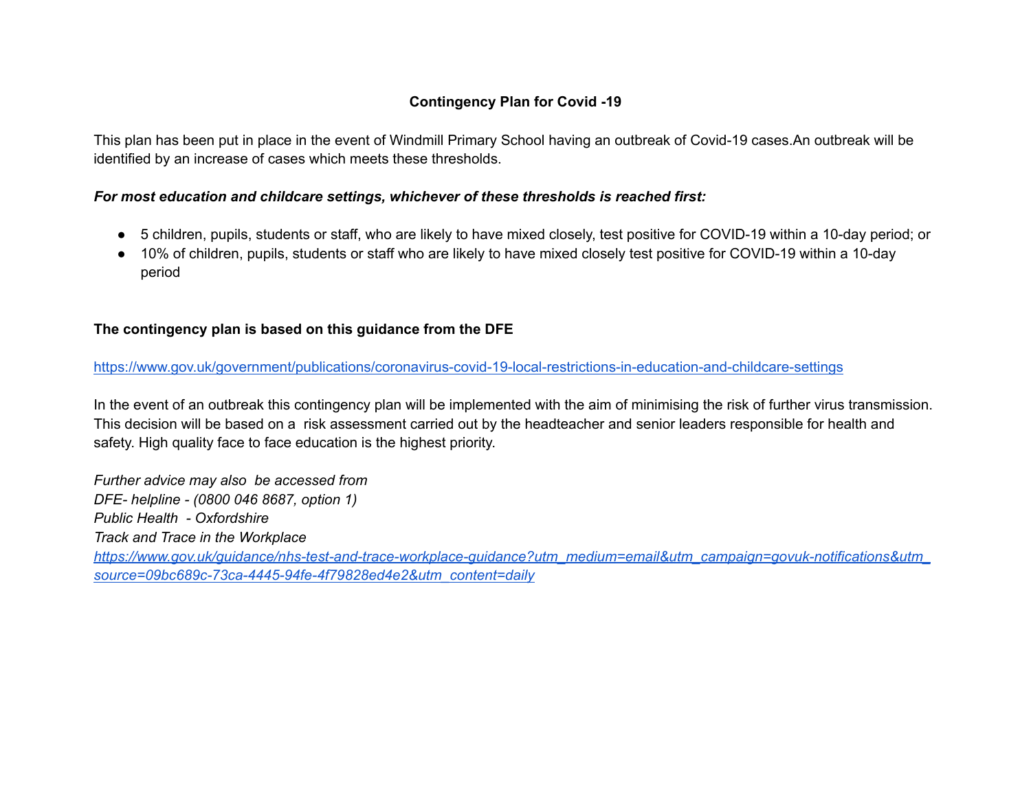# Contingency Plan for Covid -19

This plan has been put in place in the event of Windmill Primary School having an outbreak of Covid-19 cases.An outbreak will be identified by an increase of cases which meets these thresholds.

***For most education and childcare settings, whichever of these thresholds is reached first:***

- 5 children, pupils, students or staff, who are likely to have mixed closely, test positive for COVID-19 within a 10-day period; or
- 10% of children, pupils, students or staff who are likely to have mixed closely test positive for COVID-19 within a 10-day period

**The contingency plan is based on this guidance from the DFE**

https://www.gov.uk/government/publications/coronavirus-covid-19-local-restrictions-in-education-and-childcare-settings

In the event of an outbreak this contingency plan will be implemented with the aim of minimising the risk of further virus transmission. This decision will be based on a risk assessment carried out by the headteacher and senior leaders responsible for health and safety. High quality face to face education is the highest priority.

*Further advice may also be accessed from*
*DFE- helpline - (0800 046 8687, option 1)*
*Public Health - Oxfordshire*
*Track and Trace in the Workplace*
*https://www.gov.uk/guidance/nhs-test-and-trace-workplace-guidance?utm_medium=email&utm_campaign=govuk-notifications&utm_source=09bc689c-73ca-4445-94fe-4f79828ed4e2&utm_content=daily*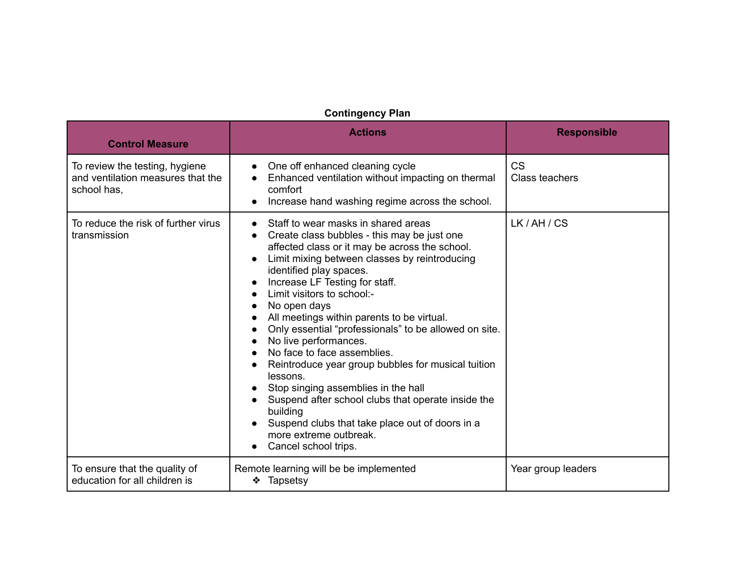**Contingency Plan**

| Control Measure | Actions | Responsible |
|---|---|---|
| To review the testing, hygiene and ventilation measures that the school has, | • One off enhanced cleaning cycle<br>• Enhanced ventilation without impacting on thermal comfort<br>• Increase hand washing regime across the school. | CS<br>Class teachers |
| To reduce the risk of further virus transmission | • Staff to wear masks in shared areas<br>• Create class bubbles - this may be just one affected class or it may be across the school.<br>• Limit mixing between classes by reintroducing identified play spaces.<br>• Increase LF Testing for staff.<br>• Limit visitors to school:-<br>• No open days<br>• All meetings within parents to be virtual.<br>• Only essential "professionals" to be allowed on site.<br>• No live performances.<br>• No face to face assemblies.<br>• Reintroduce year group bubbles for musical tuition lessons.<br>• Stop singing assemblies in the hall<br>• Suspend after school clubs that operate inside the building<br>• Suspend clubs that take place out of doors in a more extreme outbreak.<br>• Cancel school trips. | LK / AH / CS |
| To ensure that the quality of education for all children is | Remote learning will be be implemented<br>❖ Tapsetsy | Year group leaders |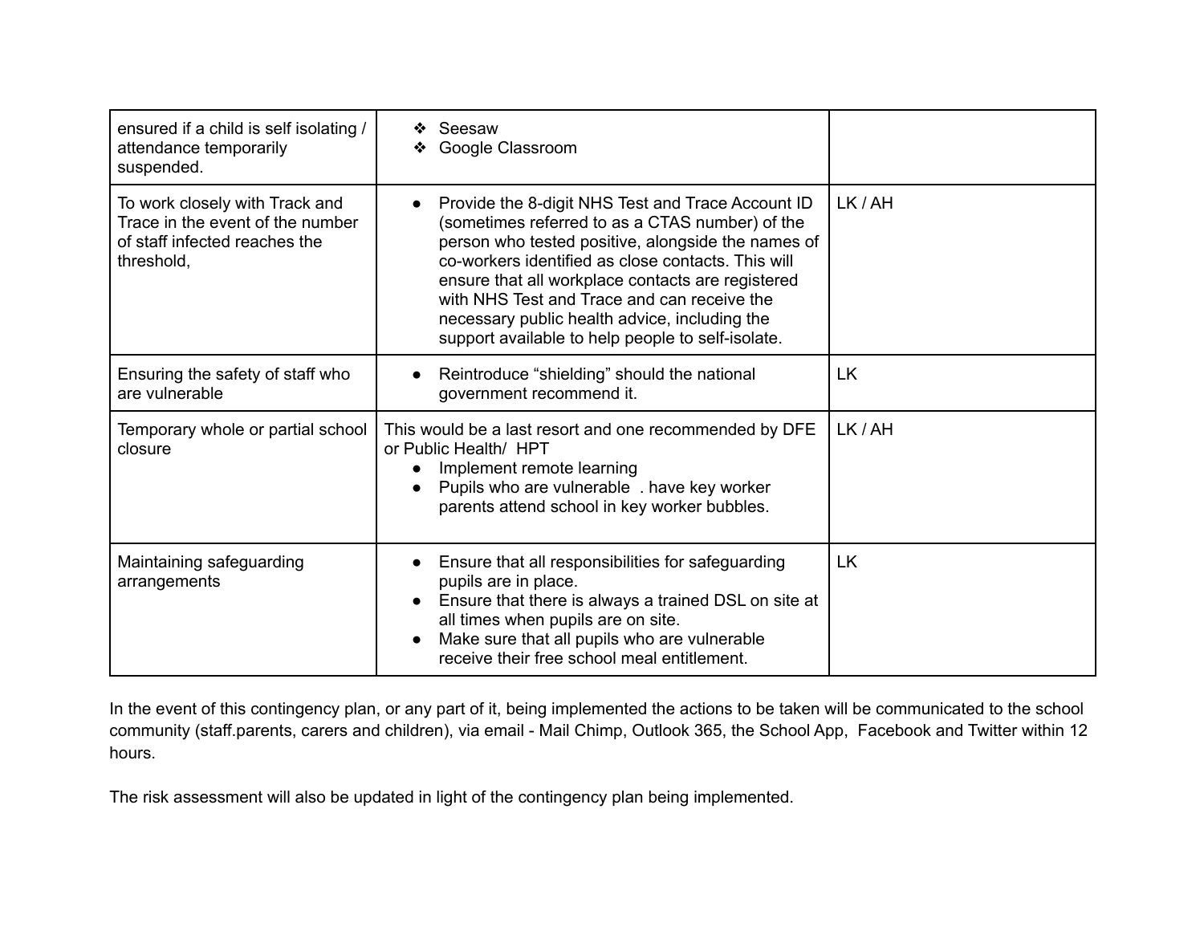| | | |
|---|---|---|
| ensured if a child is self isolating / attendance temporarily suspended. | ❖ Seesaw<br>❖ Google Classroom | |
| To work closely with Track and Trace in the event of the number of staff infected reaches the threshold, | • Provide the 8-digit NHS Test and Trace Account ID (sometimes referred to as a CTAS number) of the person who tested positive, alongside the names of co-workers identified as close contacts. This will ensure that all workplace contacts are registered with NHS Test and Trace and can receive the necessary public health advice, including the support available to help people to self-isolate. | LK / AH |
| Ensuring the safety of staff who are vulnerable | • Reintroduce "shielding" should the national government recommend it. | LK |
| Temporary whole or partial school closure | This would be a last resort and one recommended by DFE or Public Health/ HPT<br>• Implement remote learning<br>• Pupils who are vulnerable . have key worker parents attend school in key worker bubbles. | LK / AH |
| Maintaining safeguarding arrangements | • Ensure that all responsibilities for safeguarding pupils are in place.<br>• Ensure that there is always a trained DSL on site at all times when pupils are on site.<br>• Make sure that all pupils who are vulnerable receive their free school meal entitlement. | LK |

In the event of this contingency plan, or any part of it, being implemented the actions to be taken will be communicated to the school community (staff.parents, carers and children), via email - Mail Chimp, Outlook 365, the School App, Facebook and Twitter within 12 hours.

The risk assessment will also be updated in light of the contingency plan being implemented.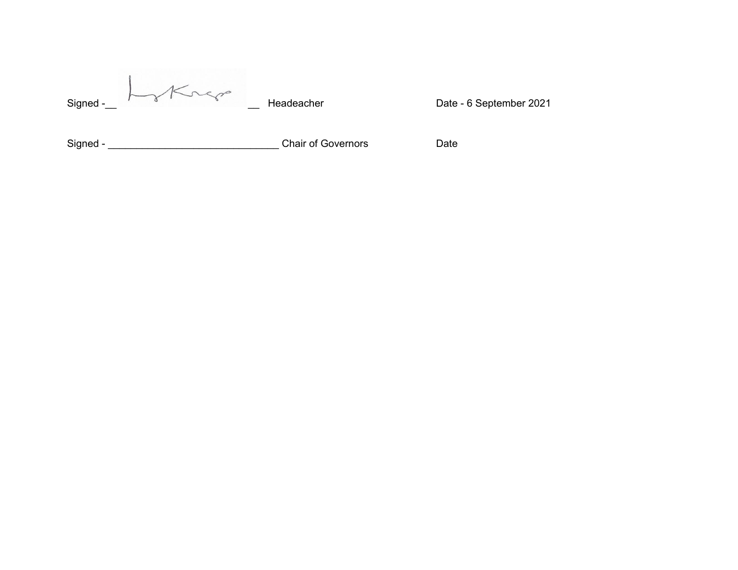Signed -__ __ Headeacher Date - 6 September 2021

Signed - ______________________________ Chair of Governors Date